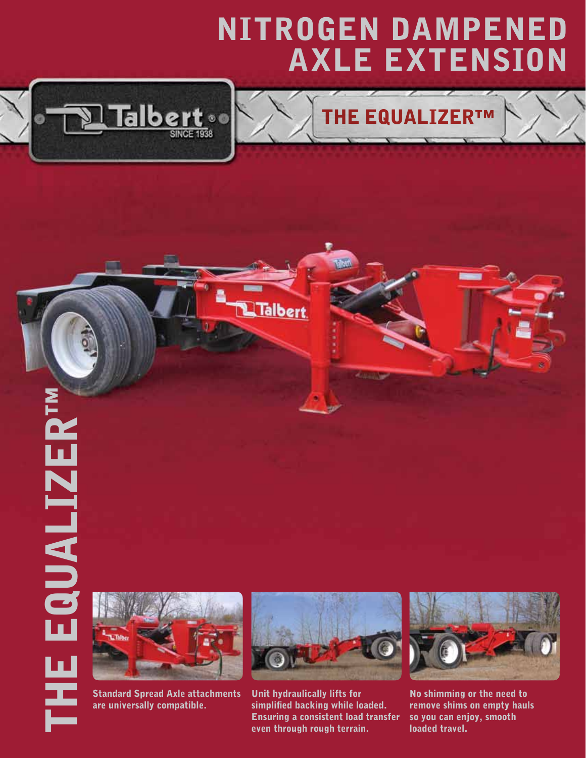# NITROGEN DAMPENED AXLE EXTENSION

Talbert® SINCE 1938

## THE EQUALIZER™

THE EQUALIZER™

**Standard Spread Axle attachments are universally compatible.**

**Unit hydraulically lifts for simplified backing while loaded. Ensuring a consistent load transfer even through rough terrain.**

**No shimming or the need to remove shims on empty hauls so you can enjoy, smooth loaded travel.**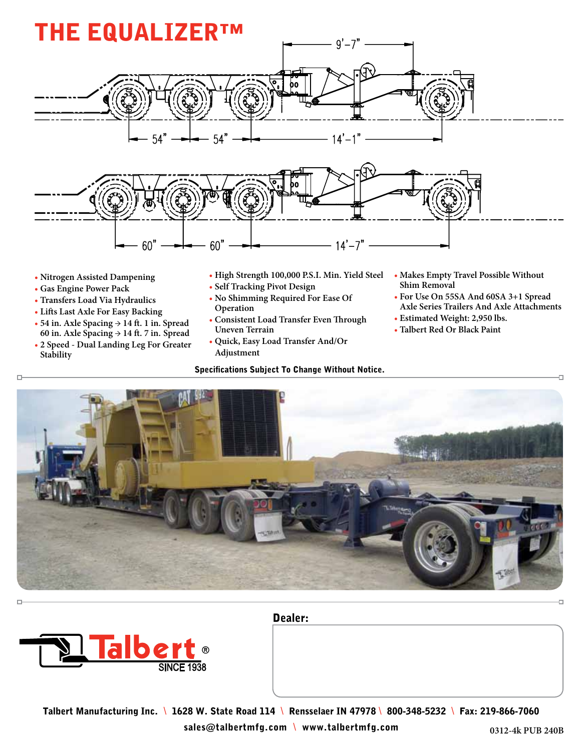# THE EQUALIZER™

9'-7"

54" 54" 14'-1"

60" 60" 14'-7"

- Nitrogen Assisted Dampening
- Gas Engine Power Pack
- Transfers Load Via Hydraulics
- Lifts Last Axle For Easy Backing
- 54 in. Axle Spacing → 14 ft. 1 in. Spread
  60 in. Axle Spacing → 14 ft. 7 in. Spread
- 2 Speed - Dual Landing Leg For Greater Stability
- High Strength 100,000 P.S.I. Min. Yield Steel
- Self Tracking Pivot Design
- No Shimming Required For Ease Of Operation
- Consistent Load Transfer Even Through Uneven Terrain
- Quick, Easy Load Transfer And/Or Adjustment
- Makes Empty Travel Possible Without Shim Removal
- For Use On 55SA And 60SA 3+1 Spread Axle Series Trailers And Axle Attachments
- Estimated Weight: 2,950 lbs.
- Talbert Red Or Black Paint

**Specifications Subject To Change Without Notice.**

Talbert® SINCE 1938

**Dealer:**

**Talbert Manufacturing Inc. \ 1628 W. State Road 114 \ Rensselaer IN 47978 \ 800-348-5232 \ Fax: 219-866-7060**

**sales@talbertmfg.com \ www.talbertmfg.com**

0312-4k PUB 240B